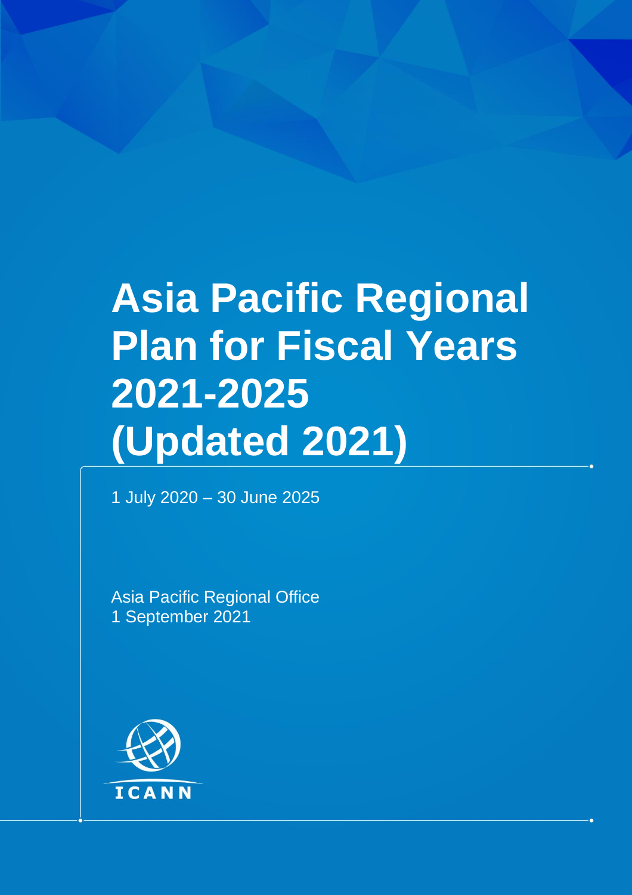# Asia Pacific Regional Plan for Fiscal Years 2021-2025 (Updated 2021)

1 July 2020 – 30 June 2025

Asia Pacific Regional Office
1 September 2021

ICANN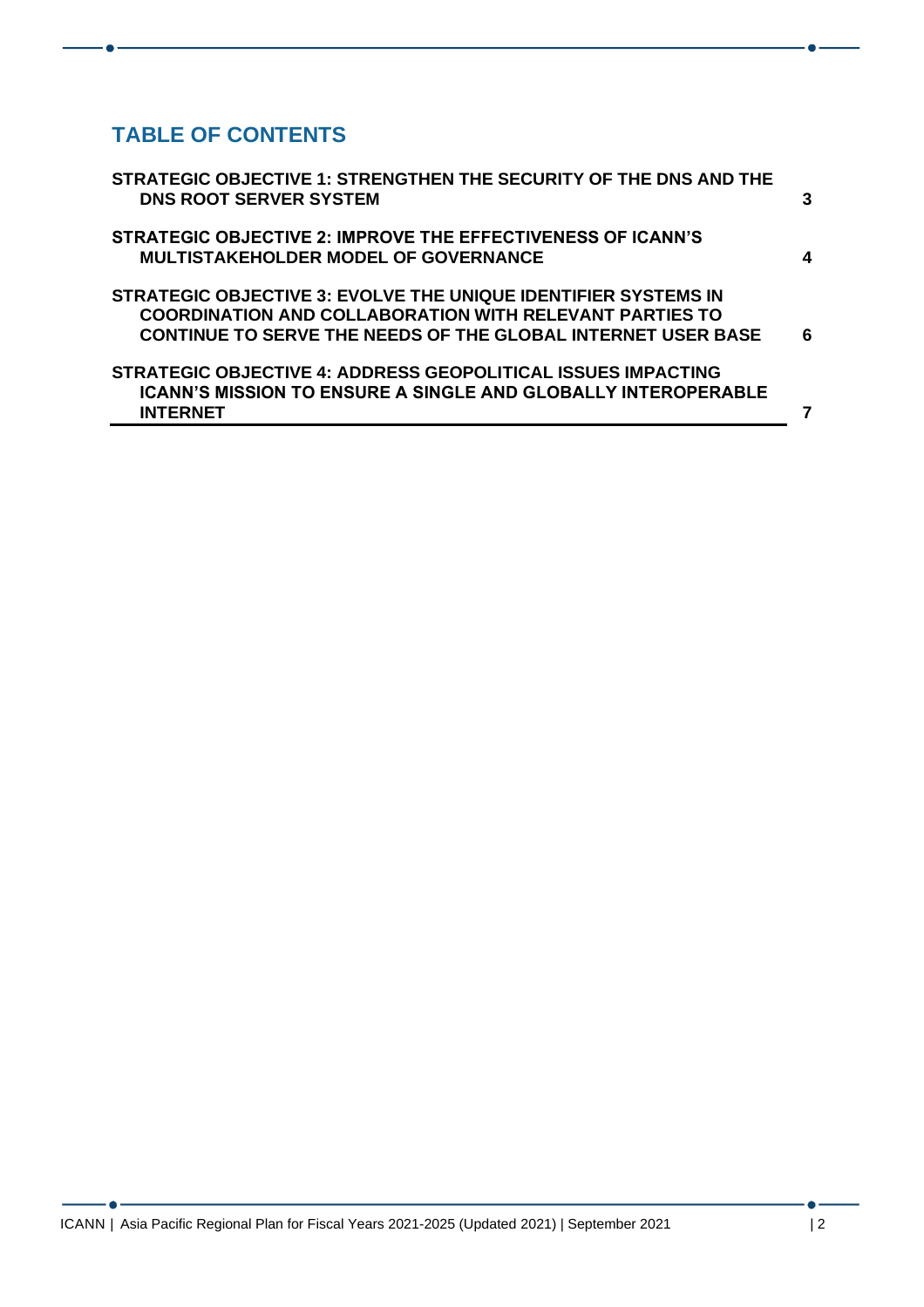## TABLE OF CONTENTS

| | |
|---|---|
| **STRATEGIC OBJECTIVE 1: STRENGTHEN THE SECURITY OF THE DNS AND THE DNS ROOT SERVER SYSTEM** | **3** |
| **STRATEGIC OBJECTIVE 2: IMPROVE THE EFFECTIVENESS OF ICANN'S MULTISTAKEHOLDER MODEL OF GOVERNANCE** | **4** |
| **STRATEGIC OBJECTIVE 3: EVOLVE THE UNIQUE IDENTIFIER SYSTEMS IN COORDINATION AND COLLABORATION WITH RELEVANT PARTIES TO CONTINUE TO SERVE THE NEEDS OF THE GLOBAL INTERNET USER BASE** | **6** |
| **STRATEGIC OBJECTIVE 4: ADDRESS GEOPOLITICAL ISSUES IMPACTING ICANN'S MISSION TO ENSURE A SINGLE AND GLOBALLY INTEROPERABLE INTERNET** | **7** |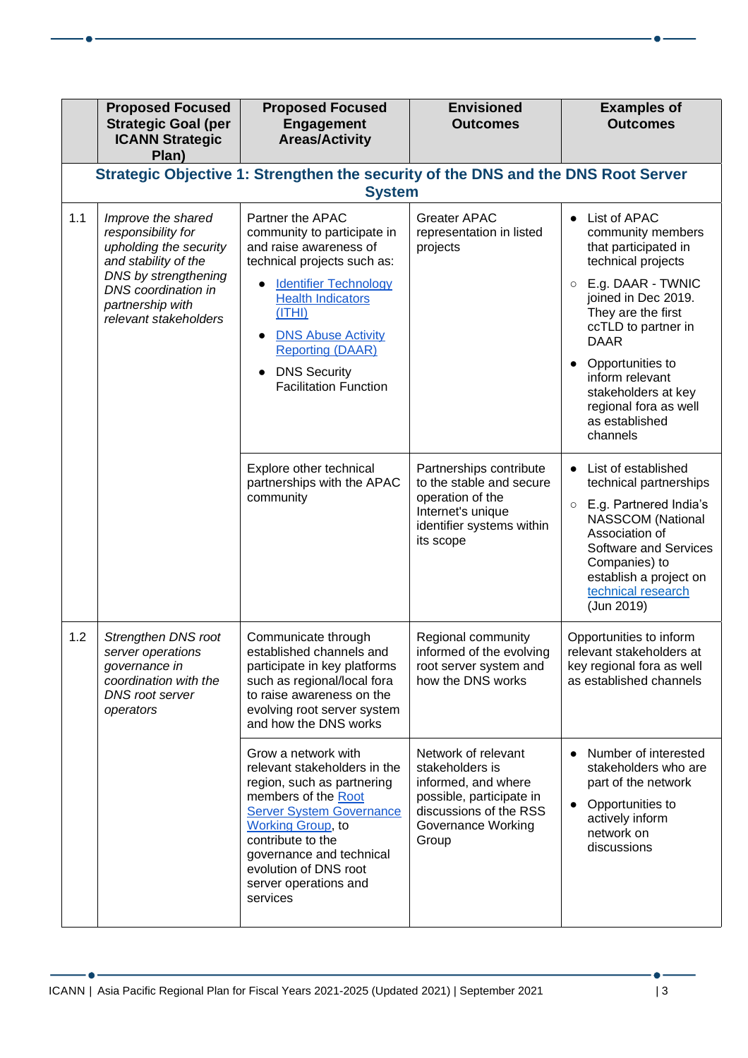| | Proposed Focused Strategic Goal (per ICANN Strategic Plan) | Proposed Focused Engagement Areas/Activity | Envisioned Outcomes | Examples of Outcomes |
|---|---|---|---|---|
| **Strategic Objective 1: Strengthen the security of the DNS and the DNS Root Server System** | | | | |
| 1.1 | *Improve the shared responsibility for upholding the security and stability of the DNS by strengthening DNS coordination in partnership with relevant stakeholders* | Partner the APAC community to participate in and raise awareness of technical projects such as: <br>• Identifier Technology Health Indicators (ITHI) <br>• DNS Abuse Activity Reporting (DAAR) <br>• DNS Security Facilitation Function | Greater APAC representation in listed projects | • List of APAC community members that participated in technical projects <br>○ E.g. DAAR - TWNIC joined in Dec 2019. They are the first ccTLD to partner in DAAR <br>• Opportunities to inform relevant stakeholders at key regional fora as well as established channels |
| | | Explore other technical partnerships with the APAC community | Partnerships contribute to the stable and secure operation of the Internet's unique identifier systems within its scope | • List of established technical partnerships <br>○ E.g. Partnered India's NASSCOM (National Association of Software and Services Companies) to establish a project on technical research (Jun 2019) |
| 1.2 | *Strengthen DNS root server operations governance in coordination with the DNS root server operators* | Communicate through established channels and participate in key platforms such as regional/local fora to raise awareness on the evolving root server system and how the DNS works | Regional community informed of the evolving root server system and how the DNS works | Opportunities to inform relevant stakeholders at key regional fora as well as established channels |
| | | Grow a network with relevant stakeholders in the region, such as partnering members of the Root Server System Governance Working Group, to contribute to the governance and technical evolution of DNS root server operations and services | Network of relevant stakeholders is informed, and where possible, participate in discussions of the RSS Governance Working Group | • Number of interested stakeholders who are part of the network <br>• Opportunities to actively inform network on discussions |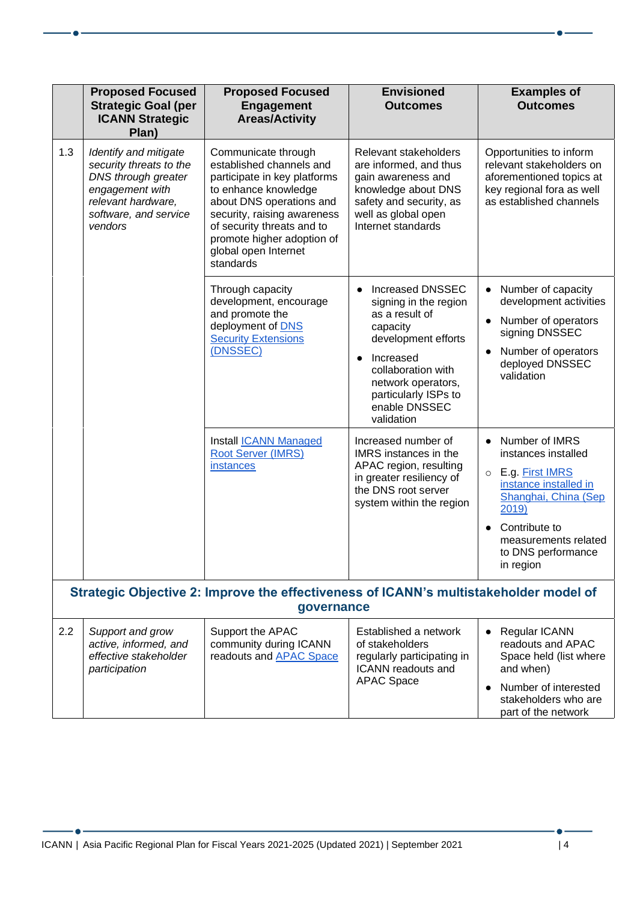| | Proposed Focused Strategic Goal (per ICANN Strategic Plan) | Proposed Focused Engagement Areas/Activity | Envisioned Outcomes | Examples of Outcomes |
|---|---|---|---|---|
| 1.3 | *Identify and mitigate security threats to the DNS through greater engagement with relevant hardware, software, and service vendors* | Communicate through established channels and participate in key platforms to enhance knowledge about DNS operations and security, raising awareness of security threats and to promote higher adoption of global open Internet standards | Relevant stakeholders are informed, and thus gain awareness and knowledge about DNS safety and security, as well as global open Internet standards | Opportunities to inform relevant stakeholders on aforementioned topics at key regional fora as well as established channels |
| | | Through capacity development, encourage and promote the deployment of DNS Security Extensions (DNSSEC) | • Increased DNSSEC signing in the region as a result of capacity development efforts<br>• Increased collaboration with network operators, particularly ISPs to enable DNSSEC validation | • Number of capacity development activities<br>• Number of operators signing DNSSEC<br>• Number of operators deployed DNSSEC validation |
| | | Install ICANN Managed Root Server (IMRS) instances | Increased number of IMRS instances in the APAC region, resulting in greater resiliency of the DNS root server system within the region | • Number of IMRS instances installed<br>○ E.g. First IMRS instance installed in Shanghai, China (Sep 2019)<br>• Contribute to measurements related to DNS performance in region |
| **Strategic Objective 2: Improve the effectiveness of ICANN's multistakeholder model of governance** | | | | |
| 2.2 | *Support and grow active, informed, and effective stakeholder participation* | Support the APAC community during ICANN readouts and APAC Space | Established a network of stakeholders regularly participating in ICANN readouts and APAC Space | • Regular ICANN readouts and APAC Space held (list where and when)<br>• Number of interested stakeholders who are part of the network |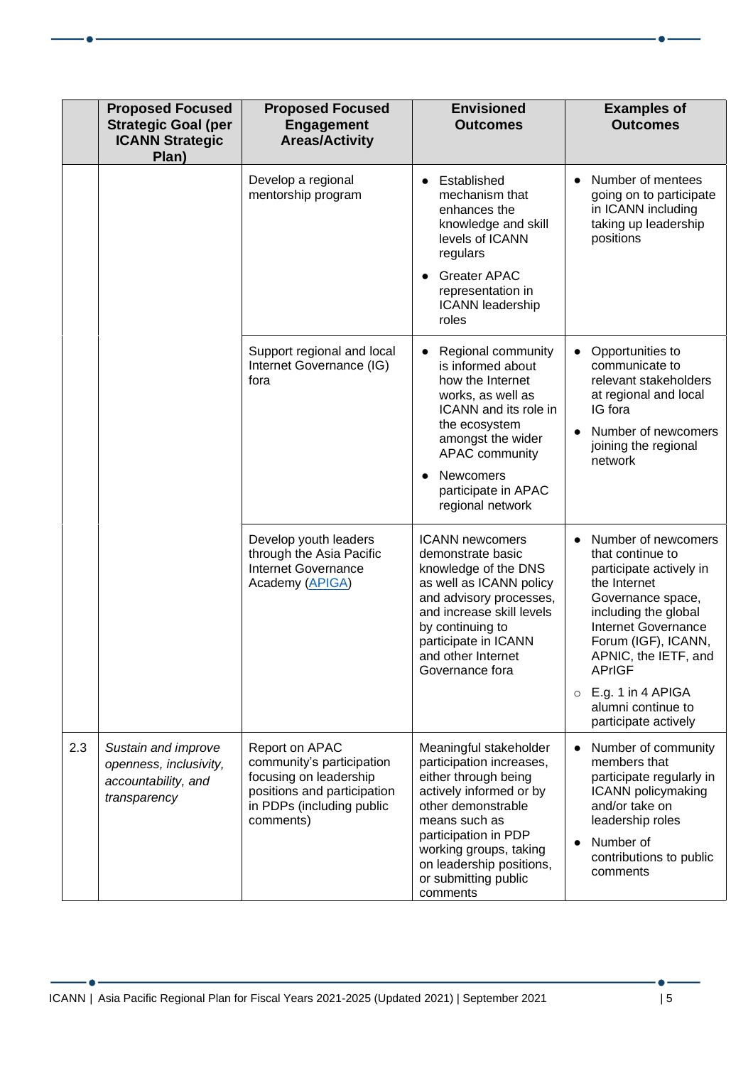| | Proposed Focused Strategic Goal (per ICANN Strategic Plan) | Proposed Focused Engagement Areas/Activity | Envisioned Outcomes | Examples of Outcomes |
|---|---|---|---|---|
| | | Develop a regional mentorship program | • Established mechanism that enhances the knowledge and skill levels of ICANN regulars<br>• Greater APAC representation in ICANN leadership roles | • Number of mentees going on to participate in ICANN including taking up leadership positions |
| | | Support regional and local Internet Governance (IG) fora | • Regional community is informed about how the Internet works, as well as ICANN and its role in the ecosystem amongst the wider APAC community<br>• Newcomers participate in APAC regional network | • Opportunities to communicate to relevant stakeholders at regional and local IG fora<br>• Number of newcomers joining the regional network |
| | | Develop youth leaders through the Asia Pacific Internet Governance Academy (APIGA) | ICANN newcomers demonstrate basic knowledge of the DNS as well as ICANN policy and advisory processes, and increase skill levels by continuing to participate in ICANN and other Internet Governance fora | • Number of newcomers that continue to participate actively in the Internet Governance space, including the global Internet Governance Forum (IGF), ICANN, APNIC, the IETF, and APrIGF<br>○ E.g. 1 in 4 APIGA alumni continue to participate actively |
| 2.3 | *Sustain and improve openness, inclusivity, accountability, and transparency* | Report on APAC community's participation focusing on leadership positions and participation in PDPs (including public comments) | Meaningful stakeholder participation increases, either through being actively informed or by other demonstrable means such as participation in PDP working groups, taking on leadership positions, or submitting public comments | • Number of community members that participate regularly in ICANN policymaking and/or take on leadership roles<br>• Number of contributions to public comments |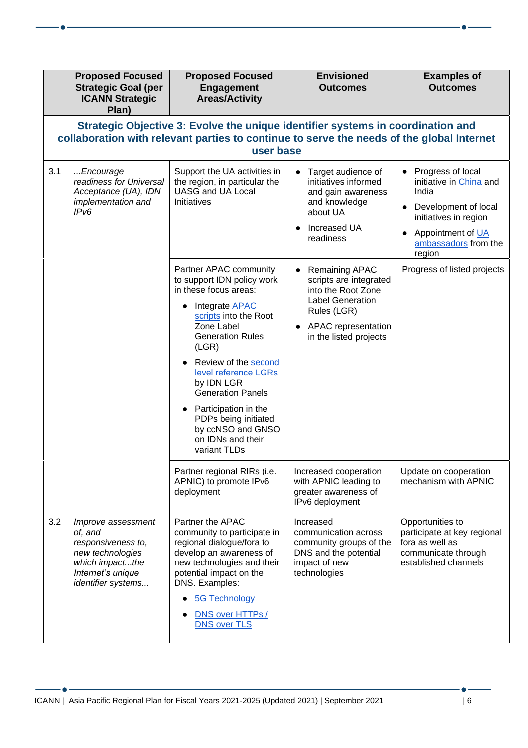| | Proposed Focused Strategic Goal (per ICANN Strategic Plan) | Proposed Focused Engagement Areas/Activity | Envisioned Outcomes | Examples of Outcomes |
|---|---|---|---|---|
| **Strategic Objective 3: Evolve the unique identifier systems in coordination and collaboration with relevant parties to continue to serve the needs of the global Internet user base** | | | | |
| 3.1 | *...Encourage readiness for Universal Acceptance (UA), IDN implementation and IPv6* | Support the UA activities in the region, in particular the UASG and UA Local Initiatives | • Target audience of initiatives informed and gain awareness and knowledge about UA<br>• Increased UA readiness | • Progress of local initiative in China and India<br>• Development of local initiatives in region<br>• Appointment of UA ambassadors from the region |
| | | Partner APAC community to support IDN policy work in these focus areas:<br>• Integrate APAC scripts into the Root Zone Label Generation Rules (LGR)<br>• Review of the second level reference LGRs by IDN LGR Generation Panels<br>• Participation in the PDPs being initiated by ccNSO and GNSO on IDNs and their variant TLDs | • Remaining APAC scripts are integrated into the Root Zone Label Generation Rules (LGR)<br>• APAC representation in the listed projects | Progress of listed projects |
| | | Partner regional RIRs (i.e. APNIC) to promote IPv6 deployment | Increased cooperation with APNIC leading to greater awareness of IPv6 deployment | Update on cooperation mechanism with APNIC |
| 3.2 | *Improve assessment of, and responsiveness to, new technologies which impact...the Internet's unique identifier systems...* | Partner the APAC community to participate in regional dialogue/fora to develop an awareness of new technologies and their potential impact on the DNS. Examples:<br>• 5G Technology<br>• DNS over HTTPs / DNS over TLS | Increased communication across community groups of the DNS and the potential impact of new technologies | Opportunities to participate at key regional fora as well as communicate through established channels |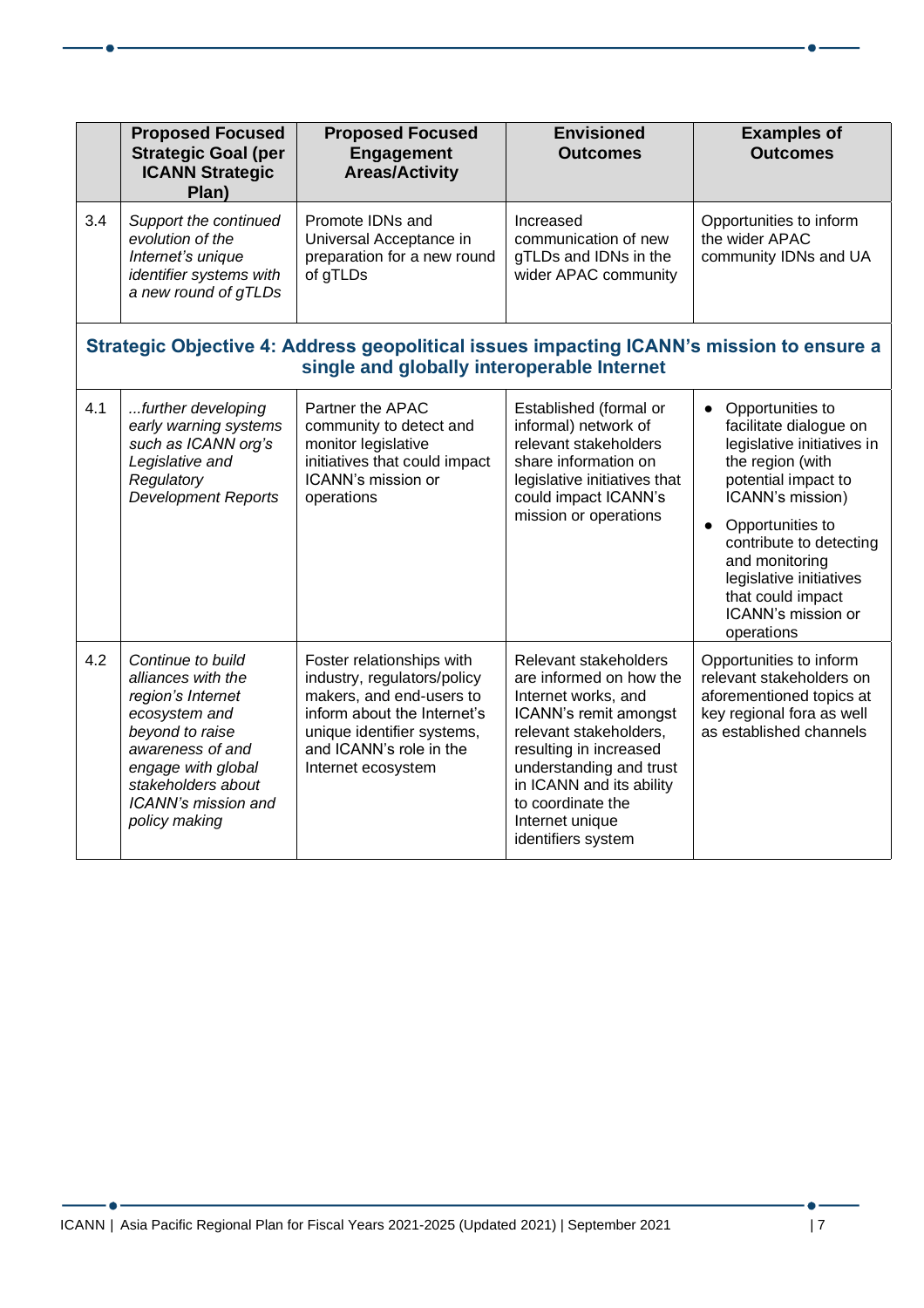| | Proposed Focused Strategic Goal (per ICANN Strategic Plan) | Proposed Focused Engagement Areas/Activity | Envisioned Outcomes | Examples of Outcomes |
|---|---|---|---|---|
| 3.4 | *Support the continued evolution of the Internet's unique identifier systems with a new round of gTLDs* | Promote IDNs and Universal Acceptance in preparation for a new round of gTLDs | Increased communication of new gTLDs and IDNs in the wider APAC community | Opportunities to inform the wider APAC community IDNs and UA |
| **Strategic Objective 4: Address geopolitical issues impacting ICANN's mission to ensure a single and globally interoperable Internet** | | | | |
| 4.1 | *...further developing early warning systems such as ICANN org's Legislative and Regulatory Development Reports* | Partner the APAC community to detect and monitor legislative initiatives that could impact ICANN's mission or operations | Established (formal or informal) network of relevant stakeholders share information on legislative initiatives that could impact ICANN's mission or operations | • Opportunities to facilitate dialogue on legislative initiatives in the region (with potential impact to ICANN's mission)<br>• Opportunities to contribute to detecting and monitoring legislative initiatives that could impact ICANN's mission or operations |
| 4.2 | *Continue to build alliances with the region's Internet ecosystem and beyond to raise awareness of and engage with global stakeholders about ICANN's mission and policy making* | Foster relationships with industry, regulators/policy makers, and end-users to inform about the Internet's unique identifier systems, and ICANN's role in the Internet ecosystem | Relevant stakeholders are informed on how the Internet works, and ICANN's remit amongst relevant stakeholders, resulting in increased understanding and trust in ICANN and its ability to coordinate the Internet unique identifiers system | Opportunities to inform relevant stakeholders on aforementioned topics at key regional fora as well as established channels |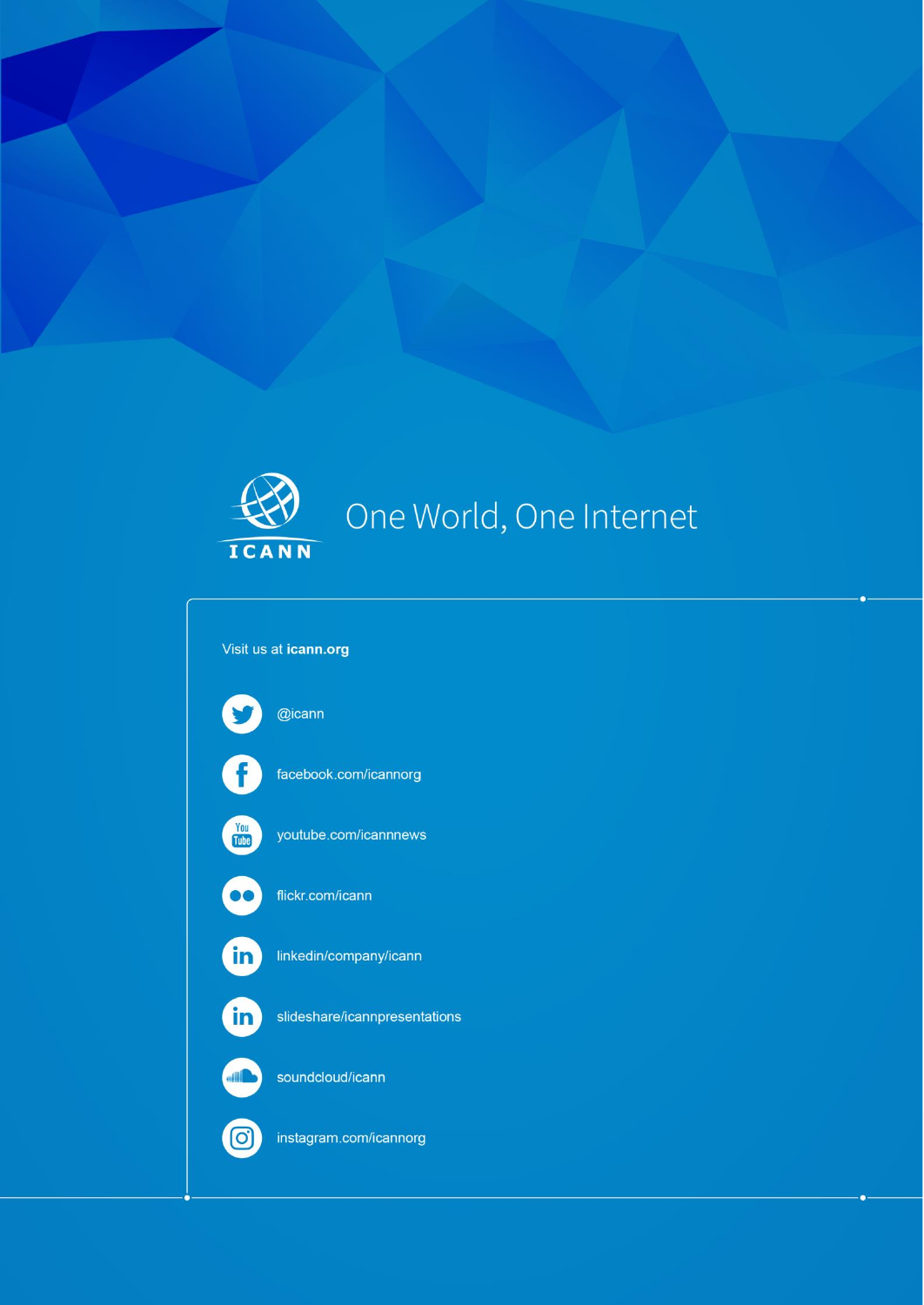ICANN

One World, One Internet

Visit us at **icann.org**

@icann

facebook.com/icannorg

youtube.com/icannnews

flickr.com/icann

linkedin/company/icann

slideshare/icannpresentations

soundcloud/icann

instagram.com/icannorg